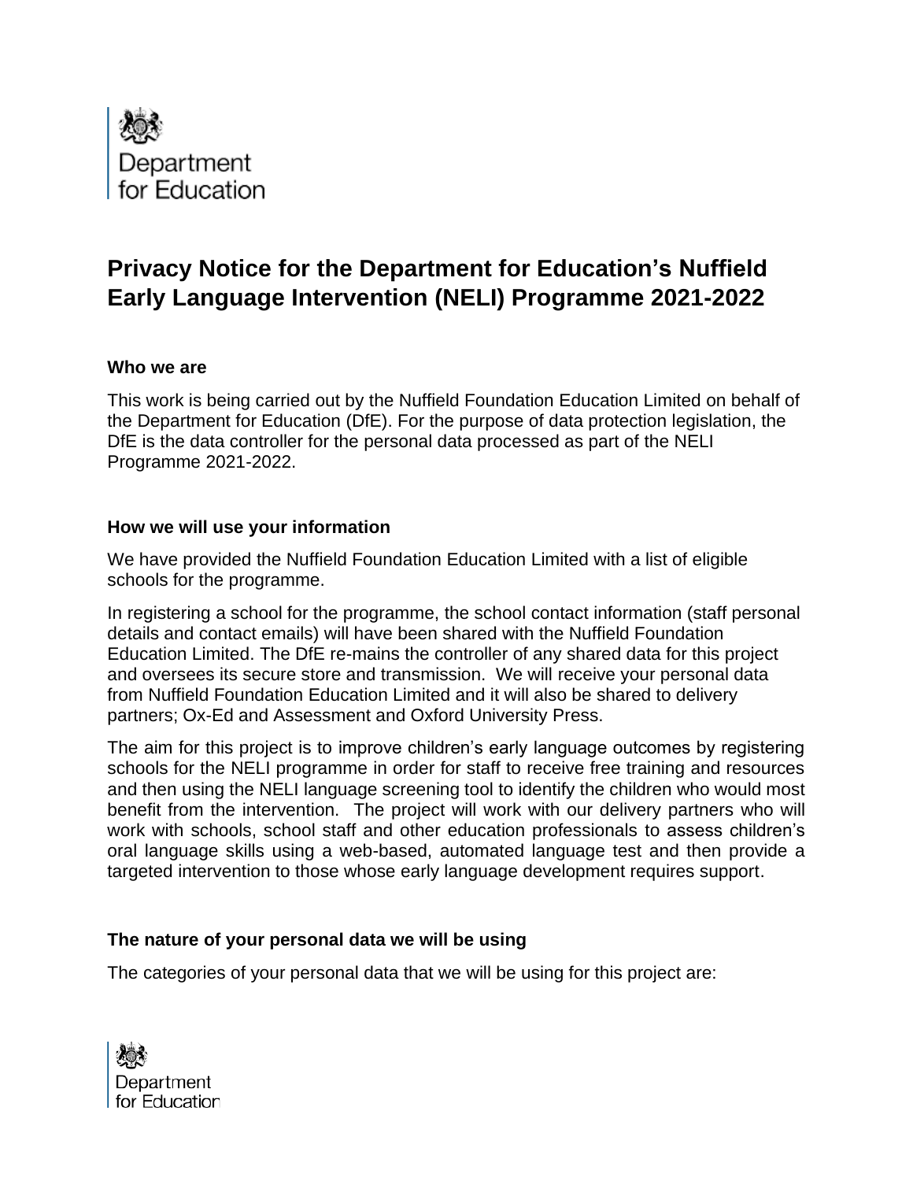# Privacy Notice for the Department for Education's Nuffield Early Language Intervention (NELI) Programme 2021-2022

### Who we are

This work is being carried out by the Nuffield Foundation Education Limited on behalf of the Department for Education (DfE). For the purpose of data protection legislation, the DfE is the data controller for the personal data processed as part of the NELI Programme 2021-2022.

### How we will use your information

We have provided the Nuffield Foundation Education Limited with a list of eligible schools for the programme.

In registering a school for the programme, the school contact information (staff personal details and contact emails) will have been shared with the Nuffield Foundation Education Limited. The DfE re-mains the controller of any shared data for this project and oversees its secure store and transmission. We will receive your personal data from Nuffield Foundation Education Limited and it will also be shared to delivery partners; Ox-Ed and Assessment and Oxford University Press.

The aim for this project is to improve children's early language outcomes by registering schools for the NELI programme in order for staff to receive free training and resources and then using the NELI language screening tool to identify the children who would most benefit from the intervention. The project will work with our delivery partners who will work with schools, school staff and other education professionals to assess children's oral language skills using a web-based, automated language test and then provide a targeted intervention to those whose early language development requires support.

### The nature of your personal data we will be using

The categories of your personal data that we will be using for this project are: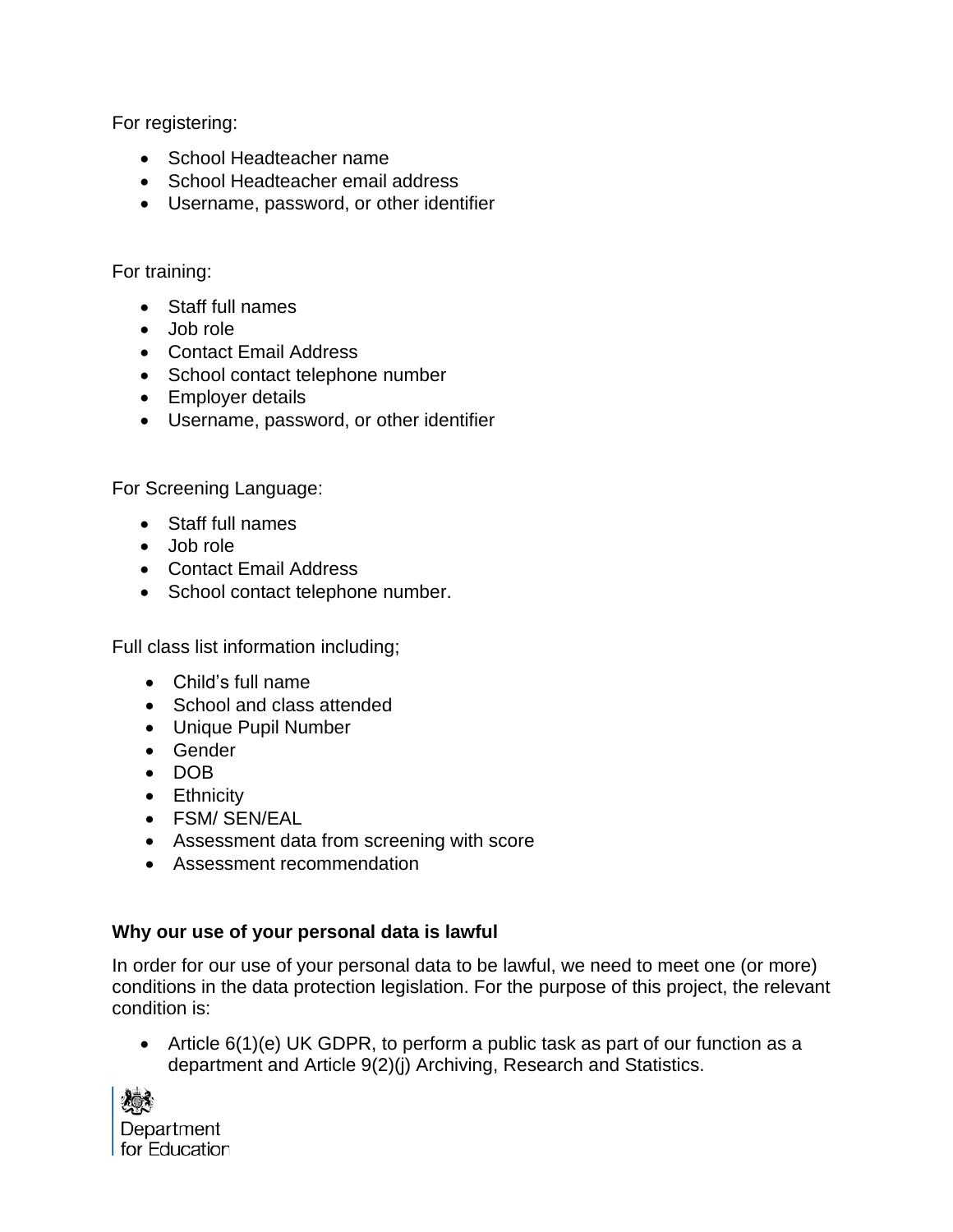For registering:

- School Headteacher name
- School Headteacher email address
- Username, password, or other identifier

For training:

- Staff full names
- Job role
- Contact Email Address
- School contact telephone number
- Employer details
- Username, password, or other identifier

For Screening Language:

- Staff full names
- Job role
- Contact Email Address
- School contact telephone number.

Full class list information including;

- Child's full name
- School and class attended
- Unique Pupil Number
- Gender
- DOB
- Ethnicity
- FSM/ SEN/EAL
- Assessment data from screening with score
- Assessment recommendation

**Why our use of your personal data is lawful**

In order for our use of your personal data to be lawful, we need to meet one (or more) conditions in the data protection legislation. For the purpose of this project, the relevant condition is:

- Article 6(1)(e) UK GDPR, to perform a public task as part of our function as a department and Article 9(2)(j) Archiving, Research and Statistics.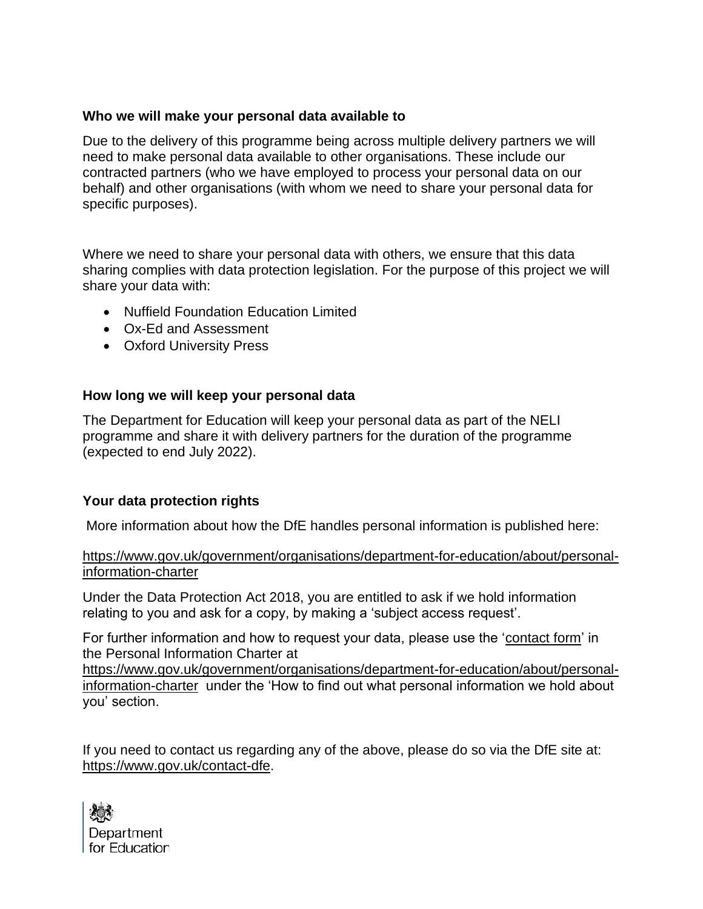### Who we will make your personal data available to

Due to the delivery of this programme being across multiple delivery partners we will need to make personal data available to other organisations. These include our contracted partners (who we have employed to process your personal data on our behalf) and other organisations (with whom we need to share your personal data for specific purposes).

Where we need to share your personal data with others, we ensure that this data sharing complies with data protection legislation. For the purpose of this project we will share your data with:

- Nuffield Foundation Education Limited
- Ox-Ed and Assessment
- Oxford University Press

### How long we will keep your personal data

The Department for Education will keep your personal data as part of the NELI programme and share it with delivery partners for the duration of the programme (expected to end July 2022).

### Your data protection rights

More information about how the DfE handles personal information is published here:

https://www.gov.uk/government/organisations/department-for-education/about/personal-information-charter

Under the Data Protection Act 2018, you are entitled to ask if we hold information relating to you and ask for a copy, by making a 'subject access request'.

For further information and how to request your data, please use the 'contact form' in the Personal Information Charter at https://www.gov.uk/government/organisations/department-for-education/about/personal-information-charter under the 'How to find out what personal information we hold about you' section.

If you need to contact us regarding any of the above, please do so via the DfE site at: https://www.gov.uk/contact-dfe.

Department for Education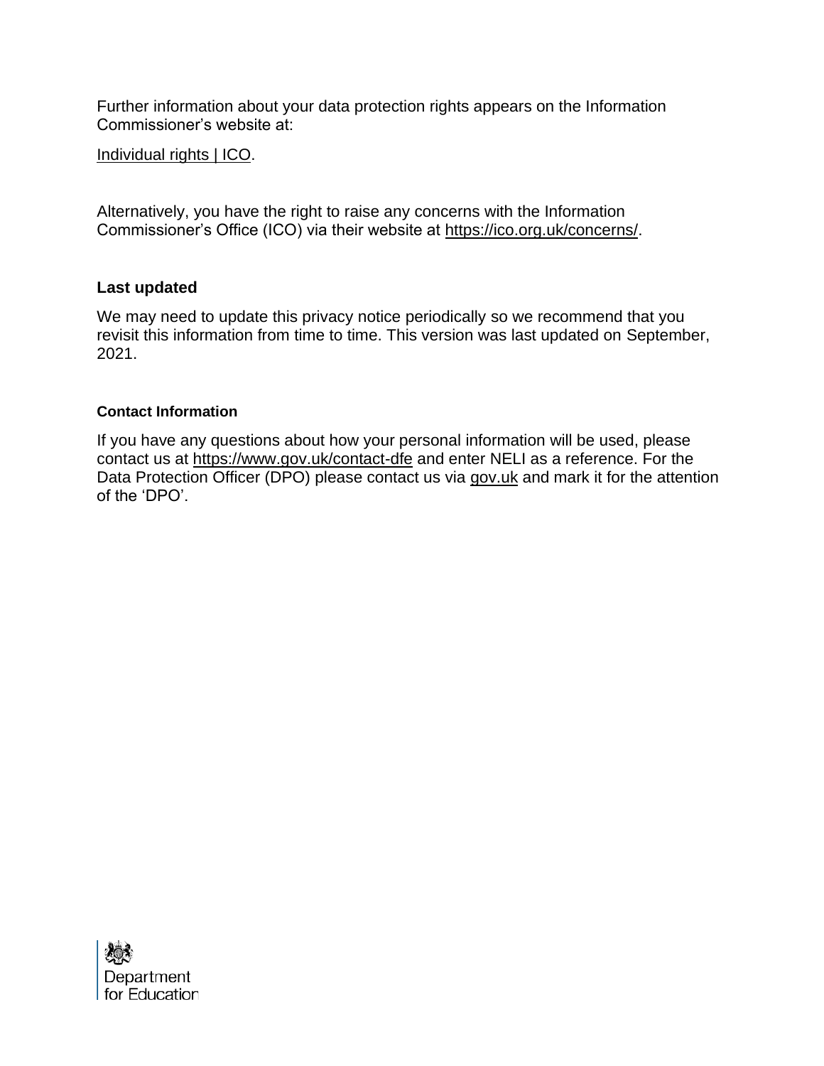Further information about your data protection rights appears on the Information Commissioner's website at:

Individual rights | ICO.

Alternatively, you have the right to raise any concerns with the Information Commissioner's Office (ICO) via their website at https://ico.org.uk/concerns/.

### Last updated

We may need to update this privacy notice periodically so we recommend that you revisit this information from time to time. This version was last updated on September, 2021.

#### Contact Information

If you have any questions about how your personal information will be used, please contact us at https://www.gov.uk/contact-dfe and enter NELI as a reference. For the Data Protection Officer (DPO) please contact us via gov.uk and mark it for the attention of the 'DPO'.

Department for Education